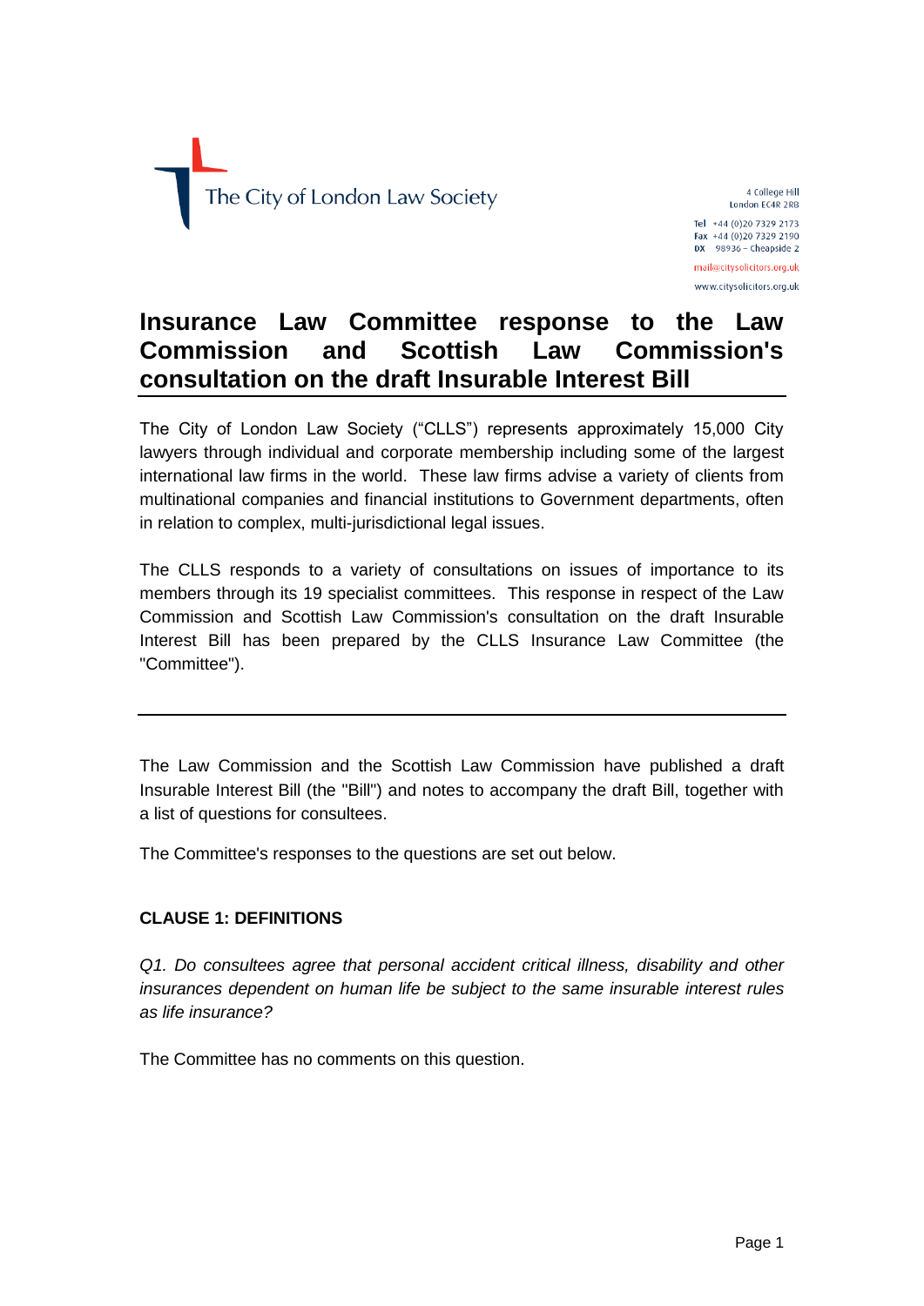The City of London Law Society

4 College Hill
London EC4R 2RB

Tel +44 (0)20 7329 2173
Fax +44 (0)20 7329 2190
DX 98936 – Cheapside 2

mail@citysolicitors.org.uk

www.citysolicitors.org.uk

# Insurance Law Committee response to the Law Commission and Scottish Law Commission's consultation on the draft Insurable Interest Bill

The City of London Law Society ("CLLS") represents approximately 15,000 City lawyers through individual and corporate membership including some of the largest international law firms in the world. These law firms advise a variety of clients from multinational companies and financial institutions to Government departments, often in relation to complex, multi-jurisdictional legal issues.

The CLLS responds to a variety of consultations on issues of importance to its members through its 19 specialist committees. This response in respect of the Law Commission and Scottish Law Commission's consultation on the draft Insurable Interest Bill has been prepared by the CLLS Insurance Law Committee (the "Committee").

---

The Law Commission and the Scottish Law Commission have published a draft Insurable Interest Bill (the "Bill") and notes to accompany the draft Bill, together with a list of questions for consultees.

The Committee's responses to the questions are set out below.

## CLAUSE 1: DEFINITIONS

*Q1. Do consultees agree that personal accident critical illness, disability and other insurances dependent on human life be subject to the same insurable interest rules as life insurance?*

The Committee has no comments on this question.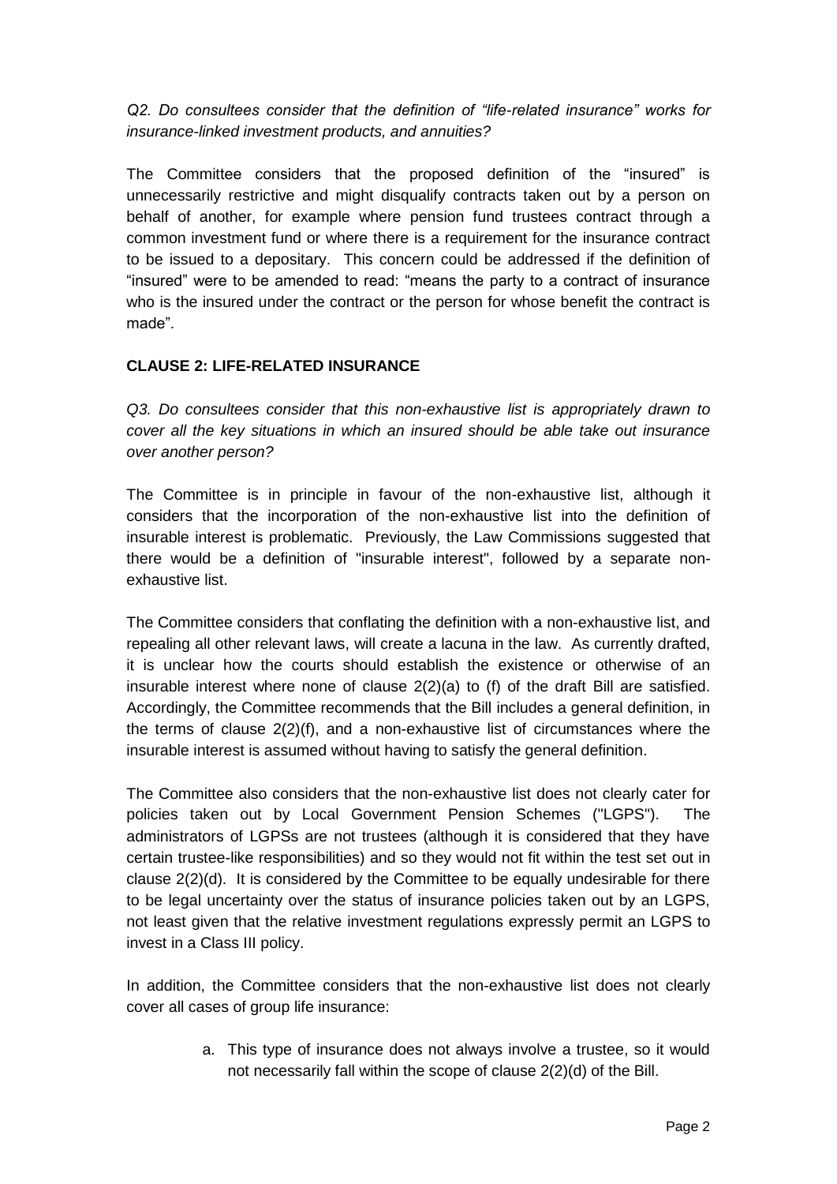*Q2. Do consultees consider that the definition of "life-related insurance" works for insurance-linked investment products, and annuities?*

The Committee considers that the proposed definition of the "insured" is unnecessarily restrictive and might disqualify contracts taken out by a person on behalf of another, for example where pension fund trustees contract through a common investment fund or where there is a requirement for the insurance contract to be issued to a depositary. This concern could be addressed if the definition of "insured" were to be amended to read: "means the party to a contract of insurance who is the insured under the contract or the person for whose benefit the contract is made".

**CLAUSE 2: LIFE-RELATED INSURANCE**

*Q3. Do consultees consider that this non-exhaustive list is appropriately drawn to cover all the key situations in which an insured should be able take out insurance over another person?*

The Committee is in principle in favour of the non-exhaustive list, although it considers that the incorporation of the non-exhaustive list into the definition of insurable interest is problematic. Previously, the Law Commissions suggested that there would be a definition of "insurable interest", followed by a separate non-exhaustive list.

The Committee considers that conflating the definition with a non-exhaustive list, and repealing all other relevant laws, will create a lacuna in the law. As currently drafted, it is unclear how the courts should establish the existence or otherwise of an insurable interest where none of clause 2(2)(a) to (f) of the draft Bill are satisfied. Accordingly, the Committee recommends that the Bill includes a general definition, in the terms of clause 2(2)(f), and a non-exhaustive list of circumstances where the insurable interest is assumed without having to satisfy the general definition.

The Committee also considers that the non-exhaustive list does not clearly cater for policies taken out by Local Government Pension Schemes ("LGPS"). The administrators of LGPSs are not trustees (although it is considered that they have certain trustee-like responsibilities) and so they would not fit within the test set out in clause 2(2)(d). It is considered by the Committee to be equally undesirable for there to be legal uncertainty over the status of insurance policies taken out by an LGPS, not least given that the relative investment regulations expressly permit an LGPS to invest in a Class III policy.

In addition, the Committee considers that the non-exhaustive list does not clearly cover all cases of group life insurance:

a. This type of insurance does not always involve a trustee, so it would not necessarily fall within the scope of clause 2(2)(d) of the Bill.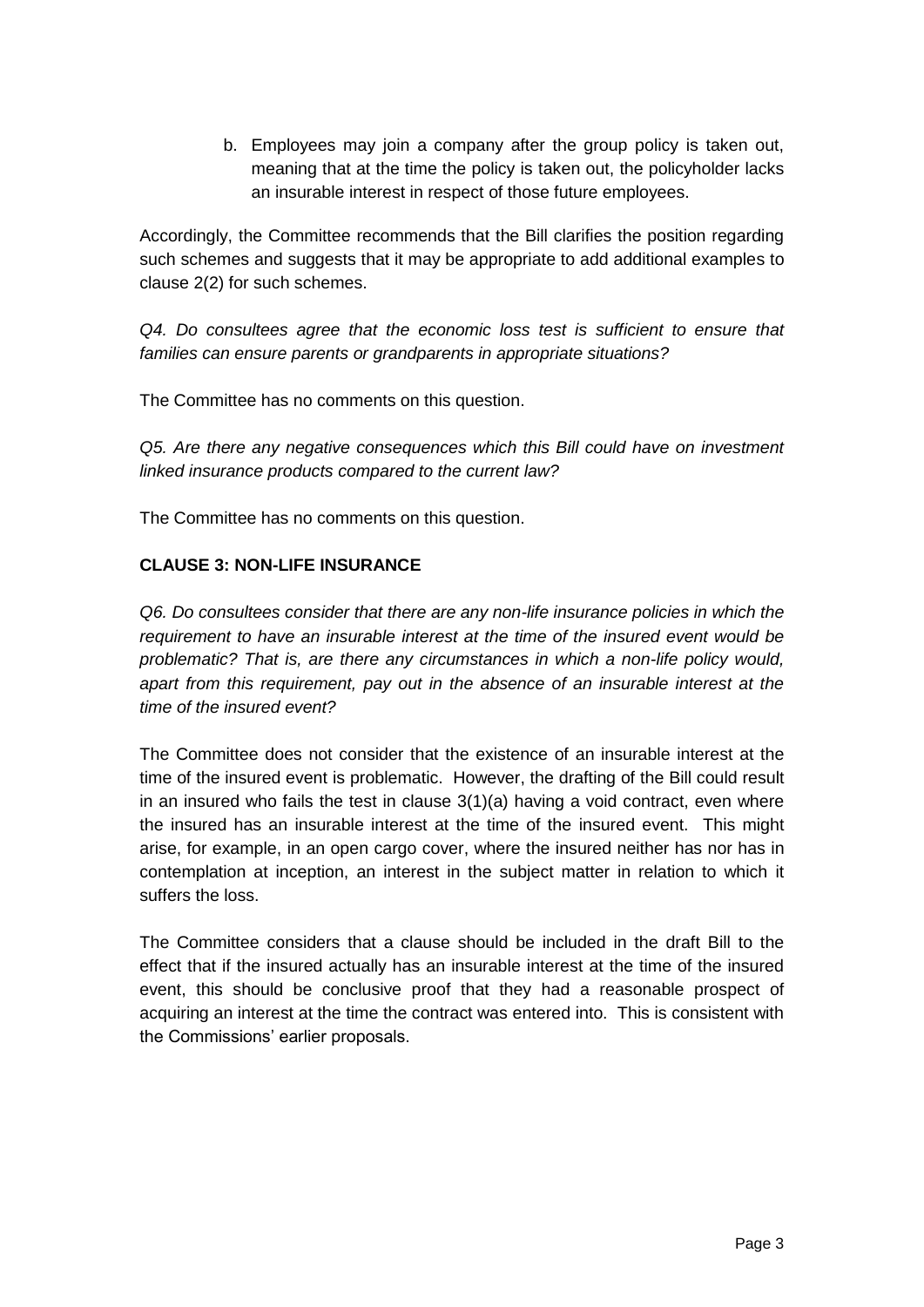b. Employees may join a company after the group policy is taken out, meaning that at the time the policy is taken out, the policyholder lacks an insurable interest in respect of those future employees.

Accordingly, the Committee recommends that the Bill clarifies the position regarding such schemes and suggests that it may be appropriate to add additional examples to clause 2(2) for such schemes.

*Q4. Do consultees agree that the economic loss test is sufficient to ensure that families can ensure parents or grandparents in appropriate situations?*

The Committee has no comments on this question.

*Q5. Are there any negative consequences which this Bill could have on investment linked insurance products compared to the current law?*

The Committee has no comments on this question.

**CLAUSE 3: NON-LIFE INSURANCE**

*Q6. Do consultees consider that there are any non-life insurance policies in which the requirement to have an insurable interest at the time of the insured event would be problematic? That is, are there any circumstances in which a non-life policy would, apart from this requirement, pay out in the absence of an insurable interest at the time of the insured event?*

The Committee does not consider that the existence of an insurable interest at the time of the insured event is problematic. However, the drafting of the Bill could result in an insured who fails the test in clause 3(1)(a) having a void contract, even where the insured has an insurable interest at the time of the insured event. This might arise, for example, in an open cargo cover, where the insured neither has nor has in contemplation at inception, an interest in the subject matter in relation to which it suffers the loss.

The Committee considers that a clause should be included in the draft Bill to the effect that if the insured actually has an insurable interest at the time of the insured event, this should be conclusive proof that they had a reasonable prospect of acquiring an interest at the time the contract was entered into. This is consistent with the Commissions' earlier proposals.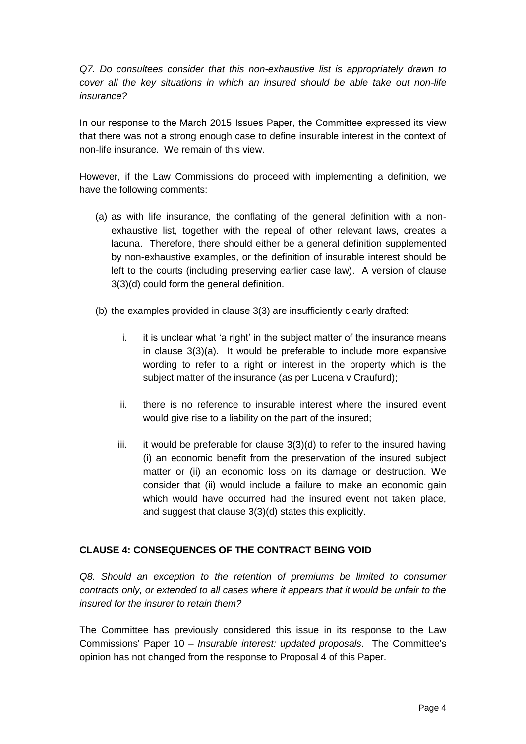*Q7. Do consultees consider that this non-exhaustive list is appropriately drawn to cover all the key situations in which an insured should be able take out non-life insurance?*

In our response to the March 2015 Issues Paper, the Committee expressed its view that there was not a strong enough case to define insurable interest in the context of non-life insurance. We remain of this view.

However, if the Law Commissions do proceed with implementing a definition, we have the following comments:

(a) as with life insurance, the conflating of the general definition with a non-exhaustive list, together with the repeal of other relevant laws, creates a lacuna. Therefore, there should either be a general definition supplemented by non-exhaustive examples, or the definition of insurable interest should be left to the courts (including preserving earlier case law). A version of clause 3(3)(d) could form the general definition.

(b) the examples provided in clause 3(3) are insufficiently clearly drafted:

   i. it is unclear what 'a right' in the subject matter of the insurance means in clause 3(3)(a). It would be preferable to include more expansive wording to refer to a right or interest in the property which is the subject matter of the insurance (as per Lucena v Craufurd);

   ii. there is no reference to insurable interest where the insured event would give rise to a liability on the part of the insured;

   iii. it would be preferable for clause 3(3)(d) to refer to the insured having (i) an economic benefit from the preservation of the insured subject matter or (ii) an economic loss on its damage or destruction. We consider that (ii) would include a failure to make an economic gain which would have occurred had the insured event not taken place, and suggest that clause 3(3)(d) states this explicitly.

## CLAUSE 4: CONSEQUENCES OF THE CONTRACT BEING VOID

*Q8. Should an exception to the retention of premiums be limited to consumer contracts only, or extended to all cases where it appears that it would be unfair to the insured for the insurer to retain them?*

The Committee has previously considered this issue in its response to the Law Commissions' Paper 10 – *Insurable interest: updated proposals*. The Committee's opinion has not changed from the response to Proposal 4 of this Paper.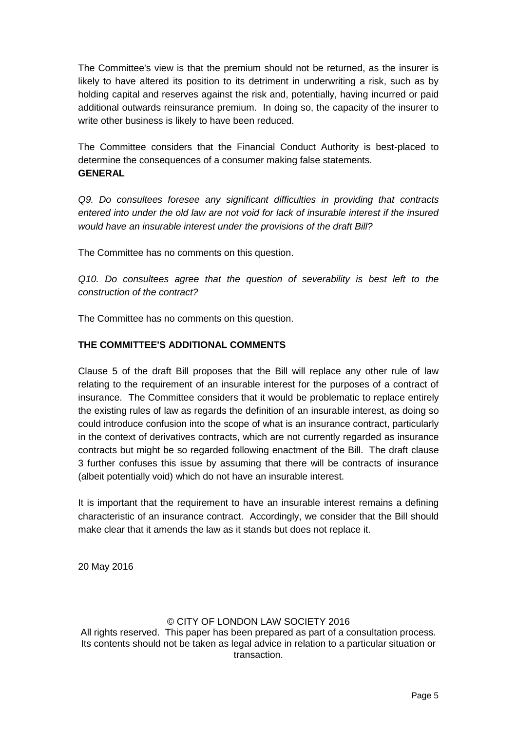The Committee's view is that the premium should not be returned, as the insurer is likely to have altered its position to its detriment in underwriting a risk, such as by holding capital and reserves against the risk and, potentially, having incurred or paid additional outwards reinsurance premium. In doing so, the capacity of the insurer to write other business is likely to have been reduced.

The Committee considers that the Financial Conduct Authority is best-placed to determine the consequences of a consumer making false statements.

**GENERAL**

*Q9. Do consultees foresee any significant difficulties in providing that contracts entered into under the old law are not void for lack of insurable interest if the insured would have an insurable interest under the provisions of the draft Bill?*

The Committee has no comments on this question.

*Q10. Do consultees agree that the question of severability is best left to the construction of the contract?*

The Committee has no comments on this question.

**THE COMMITTEE'S ADDITIONAL COMMENTS**

Clause 5 of the draft Bill proposes that the Bill will replace any other rule of law relating to the requirement of an insurable interest for the purposes of a contract of insurance. The Committee considers that it would be problematic to replace entirely the existing rules of law as regards the definition of an insurable interest, as doing so could introduce confusion into the scope of what is an insurance contract, particularly in the context of derivatives contracts, which are not currently regarded as insurance contracts but might be so regarded following enactment of the Bill. The draft clause 3 further confuses this issue by assuming that there will be contracts of insurance (albeit potentially void) which do not have an insurable interest.

It is important that the requirement to have an insurable interest remains a defining characteristic of an insurance contract. Accordingly, we consider that the Bill should make clear that it amends the law as it stands but does not replace it.

20 May 2016

© CITY OF LONDON LAW SOCIETY 2016
All rights reserved. This paper has been prepared as part of a consultation process. Its contents should not be taken as legal advice in relation to a particular situation or transaction.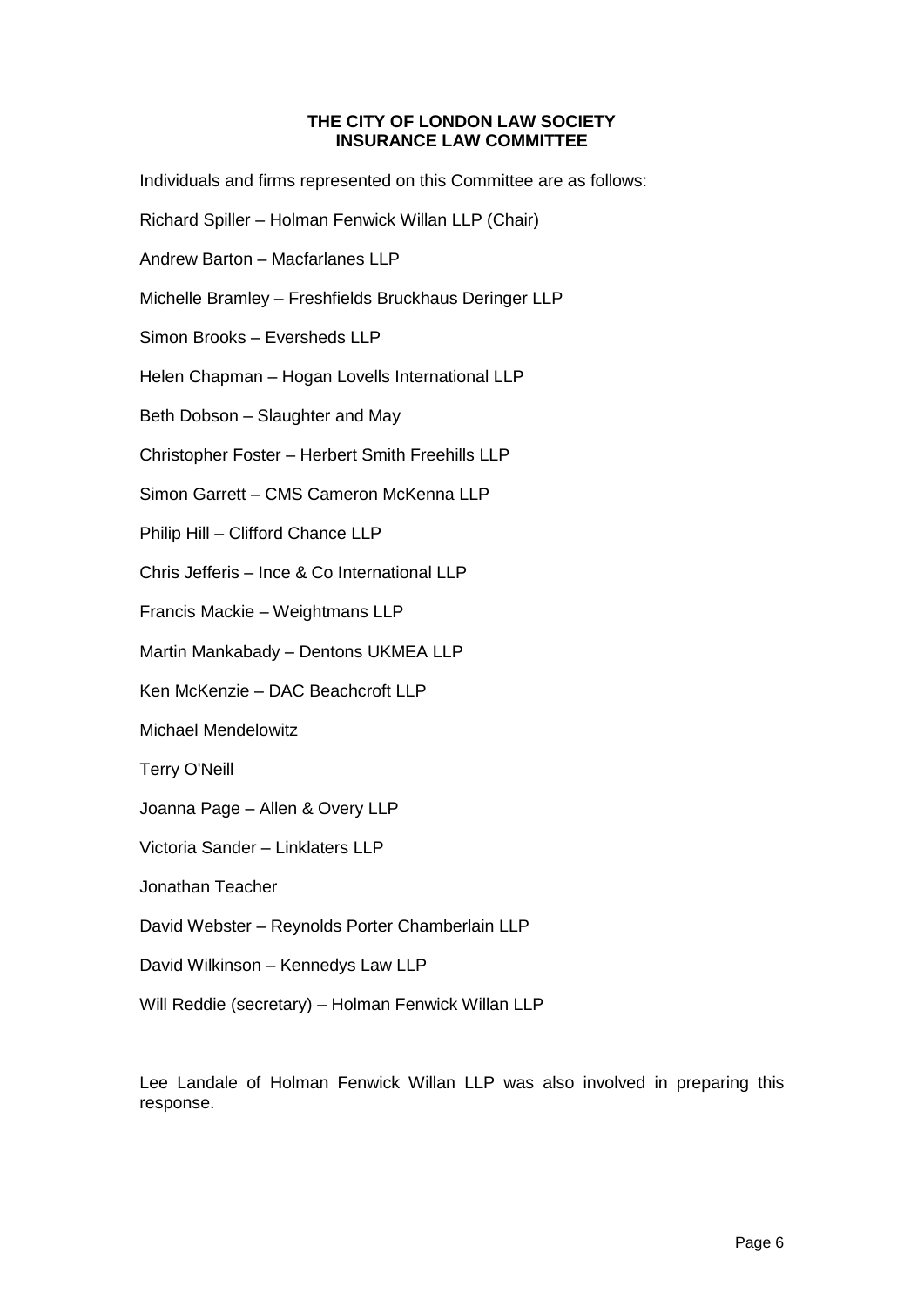**THE CITY OF LONDON LAW SOCIETY**
**INSURANCE LAW COMMITTEE**

Individuals and firms represented on this Committee are as follows:

Richard Spiller – Holman Fenwick Willan LLP (Chair)

Andrew Barton – Macfarlanes LLP

Michelle Bramley – Freshfields Bruckhaus Deringer LLP

Simon Brooks – Eversheds LLP

Helen Chapman – Hogan Lovells International LLP

Beth Dobson – Slaughter and May

Christopher Foster – Herbert Smith Freehills LLP

Simon Garrett – CMS Cameron McKenna LLP

Philip Hill – Clifford Chance LLP

Chris Jefferis – Ince & Co International LLP

Francis Mackie – Weightmans LLP

Martin Mankabady – Dentons UKMEA LLP

Ken McKenzie – DAC Beachcroft LLP

Michael Mendelowitz

Terry O'Neill

Joanna Page – Allen & Overy LLP

Victoria Sander – Linklaters LLP

Jonathan Teacher

David Webster – Reynolds Porter Chamberlain LLP

David Wilkinson – Kennedys Law LLP

Will Reddie (secretary) – Holman Fenwick Willan LLP

Lee Landale of Holman Fenwick Willan LLP was also involved in preparing this response.